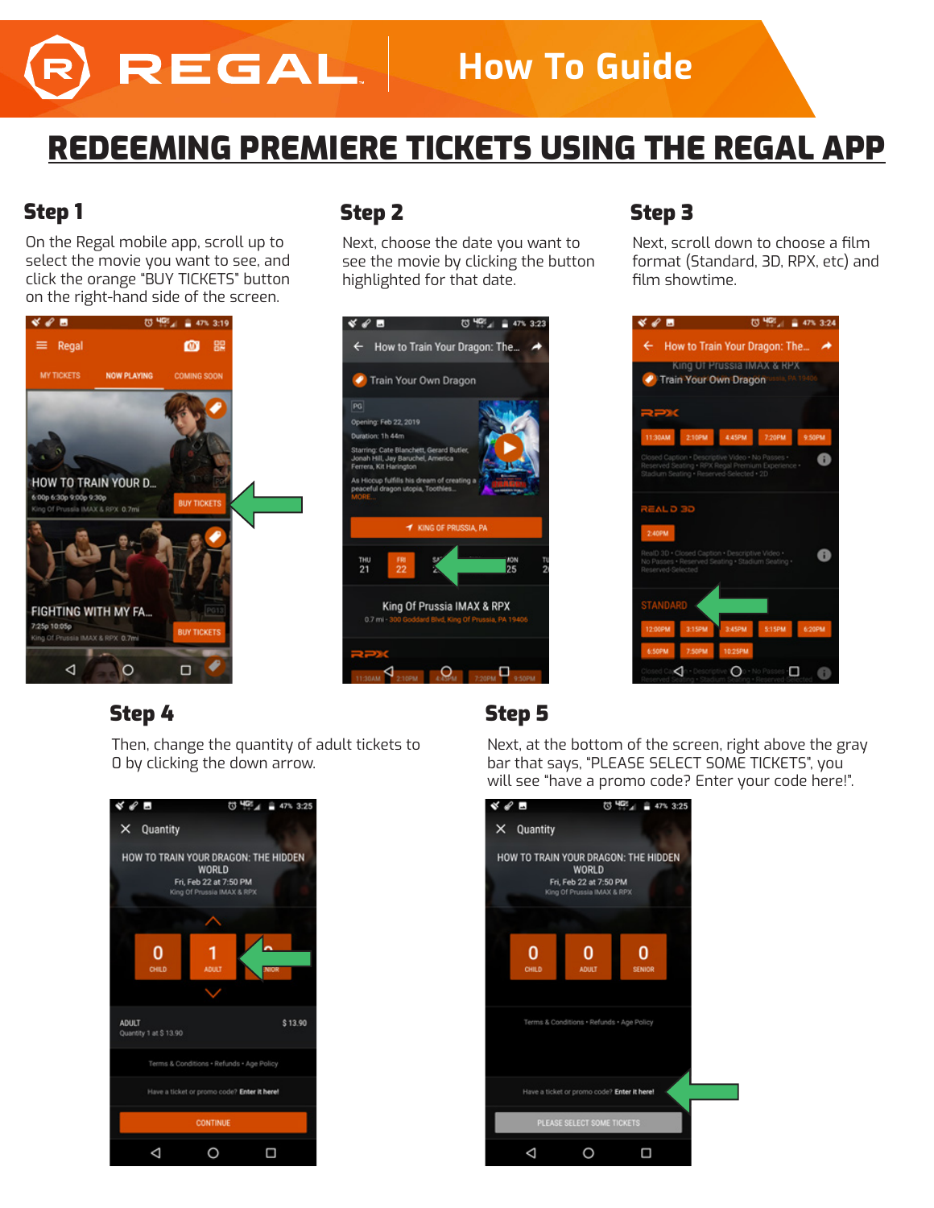# REGAL How To Guide

## REDEEMING PREMIERE TICKETS USING THE REGAL APP

### Step 1

On the Regal mobile app, scroll up to select the movie you want to see, and click the orange "BUY TICKETS" button on the right-hand side of the screen.

### Step 2

Next, choose the date you want to see the movie by clicking the button highlighted for that date.

### Step 3

Next, scroll down to choose a film format (Standard, 3D, RPX, etc) and film showtime.

### Step 4

Then, change the quantity of adult tickets to 0 by clicking the down arrow.

### Step 5

Next, at the bottom of the screen, right above the gray bar that says, "PLEASE SELECT SOME TICKETS", you will see "have a promo code? Enter your code here!".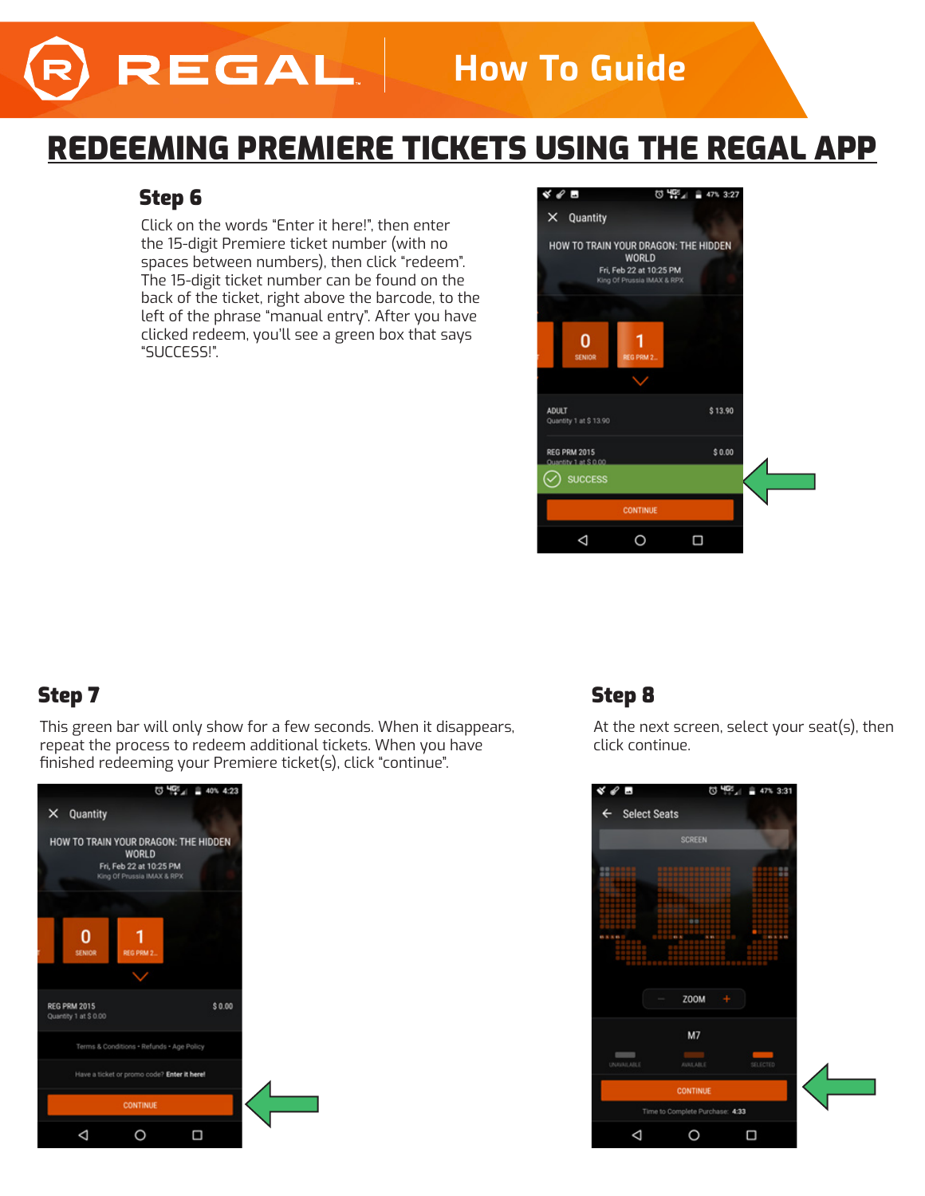# REDEEMING PREMIERE TICKETS USING THE REGAL APP

## Step 6

Click on the words "Enter it here!", then enter the 15-digit Premiere ticket number (with no spaces between numbers), then click "redeem". The 15-digit ticket number can be found on the back of the ticket, right above the barcode, to the left of the phrase "manual entry". After you have clicked redeem, you'll see a green box that says "SUCCESS!".

## Step 7

This green bar will only show for a few seconds. When it disappears, repeat the process to redeem additional tickets. When you have finished redeeming your Premiere ticket(s), click "continue".

## Step 8

At the next screen, select your seat(s), then click continue.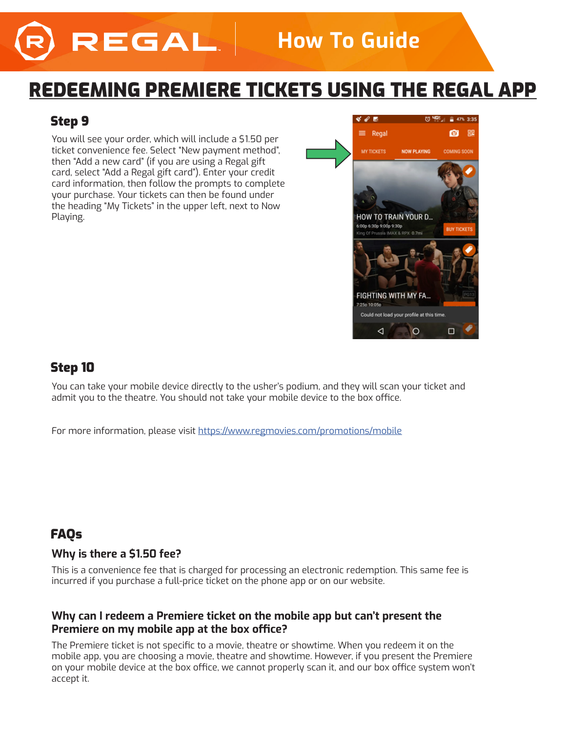# How To Guide

## REDEEMING PREMIERE TICKETS USING THE REGAL APP

### Step 9

You will see your order, which will include a $1.50 per ticket convenience fee. Select "New payment method", then "Add a new card" (if you are using a Regal gift card, select "Add a Regal gift card"). Enter your credit card information, then follow the prompts to complete your purchase. Your tickets can then be found under the heading "My Tickets" in the upper left, next to Now Playing.

### Step 10

You can take your mobile device directly to the usher's podium, and they will scan your ticket and admit you to the theatre. You should not take your mobile device to the box office.

For more information, please visit https://www.regmovies.com/promotions/mobile

## FAQs

### Why is there a $1.50 fee?

This is a convenience fee that is charged for processing an electronic redemption. This same fee is incurred if you purchase a full-price ticket on the phone app or on our website.

### Why can I redeem a Premiere ticket on the mobile app but can't present the Premiere on my mobile app at the box office?

The Premiere ticket is not specific to a movie, theatre or showtime. When you redeem it on the mobile app, you are choosing a movie, theatre and showtime. However, if you present the Premiere on your mobile device at the box office, we cannot properly scan it, and our box office system won't accept it.